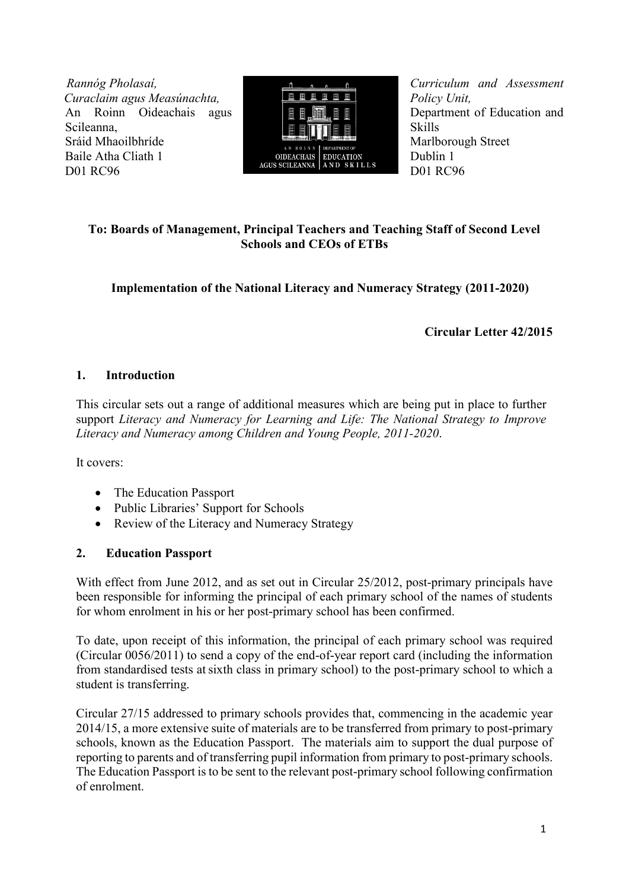*Rannóg Pholasaí,*
*Curaclaim agus Measúnachta,*
An Roinn Oideachais agus Scileanna,
Sráid Mhaoilbhríde
Baile Atha Cliath 1
D01 RC96

*Curriculum and Assessment Policy Unit,*
Department of Education and Skills
Marlborough Street
Dublin 1
D01 RC96

**To: Boards of Management, Principal Teachers and Teaching Staff of Second Level Schools and CEOs of ETBs**

**Implementation of the National Literacy and Numeracy Strategy (2011-2020)**

**Circular Letter 42/2015**

## 1. Introduction

This circular sets out a range of additional measures which are being put in place to further support *Literacy and Numeracy for Learning and Life: The National Strategy to Improve Literacy and Numeracy among Children and Young People, 2011-2020*.

It covers:

- The Education Passport
- Public Libraries' Support for Schools
- Review of the Literacy and Numeracy Strategy

## 2. Education Passport

With effect from June 2012, and as set out in Circular 25/2012, post-primary principals have been responsible for informing the principal of each primary school of the names of students for whom enrolment in his or her post-primary school has been confirmed.

To date, upon receipt of this information, the principal of each primary school was required (Circular 0056/2011) to send a copy of the end-of-year report card (including the information from standardised tests at sixth class in primary school) to the post-primary school to which a student is transferring.

Circular 27/15 addressed to primary schools provides that, commencing in the academic year 2014/15, a more extensive suite of materials are to be transferred from primary to post-primary schools, known as the Education Passport. The materials aim to support the dual purpose of reporting to parents and of transferring pupil information from primary to post-primary schools. The Education Passport is to be sent to the relevant post-primary school following confirmation of enrolment.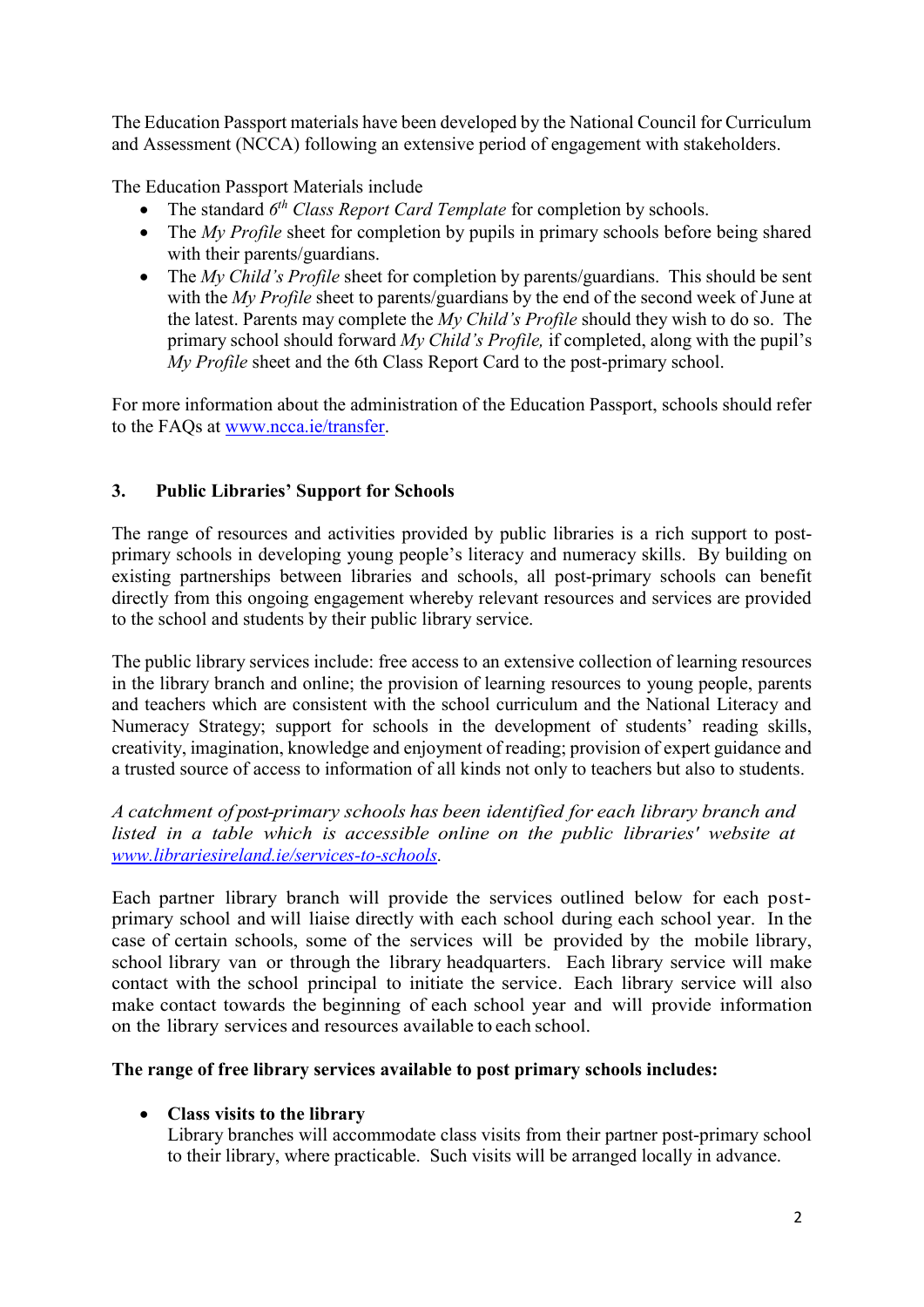The Education Passport materials have been developed by the National Council for Curriculum and Assessment (NCCA) following an extensive period of engagement with stakeholders.

The Education Passport Materials include

- The standard *6th Class Report Card Template* for completion by schools.
- The *My Profile* sheet for completion by pupils in primary schools before being shared with their parents/guardians.
- The *My Child's Profile* sheet for completion by parents/guardians. This should be sent with the *My Profile* sheet to parents/guardians by the end of the second week of June at the latest. Parents may complete the *My Child's Profile* should they wish to do so. The primary school should forward *My Child's Profile,* if completed, along with the pupil's *My Profile* sheet and the 6th Class Report Card to the post-primary school.

For more information about the administration of the Education Passport, schools should refer to the FAQs at [www.ncca.ie/transfer](www.ncca.ie/transfer).

## 3. Public Libraries' Support for Schools

The range of resources and activities provided by public libraries is a rich support to post-primary schools in developing young people's literacy and numeracy skills. By building on existing partnerships between libraries and schools, all post-primary schools can benefit directly from this ongoing engagement whereby relevant resources and services are provided to the school and students by their public library service.

The public library services include: free access to an extensive collection of learning resources in the library branch and online; the provision of learning resources to young people, parents and teachers which are consistent with the school curriculum and the National Literacy and Numeracy Strategy; support for schools in the development of students' reading skills, creativity, imagination, knowledge and enjoyment of reading; provision of expert guidance and a trusted source of access to information of all kinds not only to teachers but also to students.

*A catchment of post-primary schools has been identified for each library branch and listed in a table which is accessible online on the public libraries' website at [www.librariesireland.ie/services-to-schools](www.librariesireland.ie/services-to-schools).*

Each partner library branch will provide the services outlined below for each post-primary school and will liaise directly with each school during each school year. In the case of certain schools, some of the services will be provided by the mobile library, school library van or through the library headquarters. Each library service will make contact with the school principal to initiate the service. Each library service will also make contact towards the beginning of each school year and will provide information on the library services and resources available to each school.

**The range of free library services available to post primary schools includes:**

- **Class visits to the library**
  Library branches will accommodate class visits from their partner post-primary school to their library, where practicable. Such visits will be arranged locally in advance.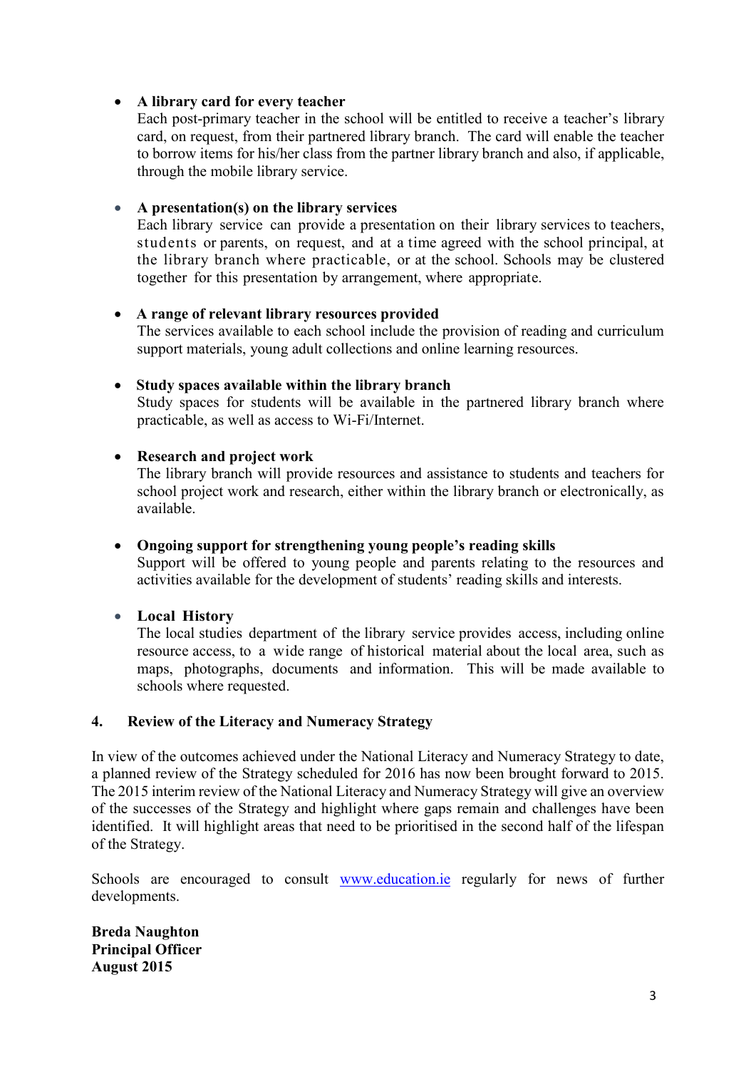- **A library card for every teacher**
  Each post-primary teacher in the school will be entitled to receive a teacher's library card, on request, from their partnered library branch. The card will enable the teacher to borrow items for his/her class from the partner library branch and also, if applicable, through the mobile library service.

- **A presentation(s) on the library services**
  Each library service can provide a presentation on their library services to teachers, students or parents, on request, and at a time agreed with the school principal, at the library branch where practicable, or at the school. Schools may be clustered together for this presentation by arrangement, where appropriate.

- **A range of relevant library resources provided**
  The services available to each school include the provision of reading and curriculum support materials, young adult collections and online learning resources.

- **Study spaces available within the library branch**
  Study spaces for students will be available in the partnered library branch where practicable, as well as access to Wi-Fi/Internet.

- **Research and project work**
  The library branch will provide resources and assistance to students and teachers for school project work and research, either within the library branch or electronically, as available.

- **Ongoing support for strengthening young people's reading skills**
  Support will be offered to young people and parents relating to the resources and activities available for the development of students' reading skills and interests.

- **Local History**
  The local studies department of the library service provides access, including online resource access, to a wide range of historical material about the local area, such as maps, photographs, documents and information. This will be made available to schools where requested.

## 4. Review of the Literacy and Numeracy Strategy

In view of the outcomes achieved under the National Literacy and Numeracy Strategy to date, a planned review of the Strategy scheduled for 2016 has now been brought forward to 2015. The 2015 interim review of the National Literacy and Numeracy Strategy will give an overview of the successes of the Strategy and highlight where gaps remain and challenges have been identified. It will highlight areas that need to be prioritised in the second half of the lifespan of the Strategy.

Schools are encouraged to consult www.education.ie regularly for news of further developments.

**Breda Naughton**
**Principal Officer**
**August 2015**